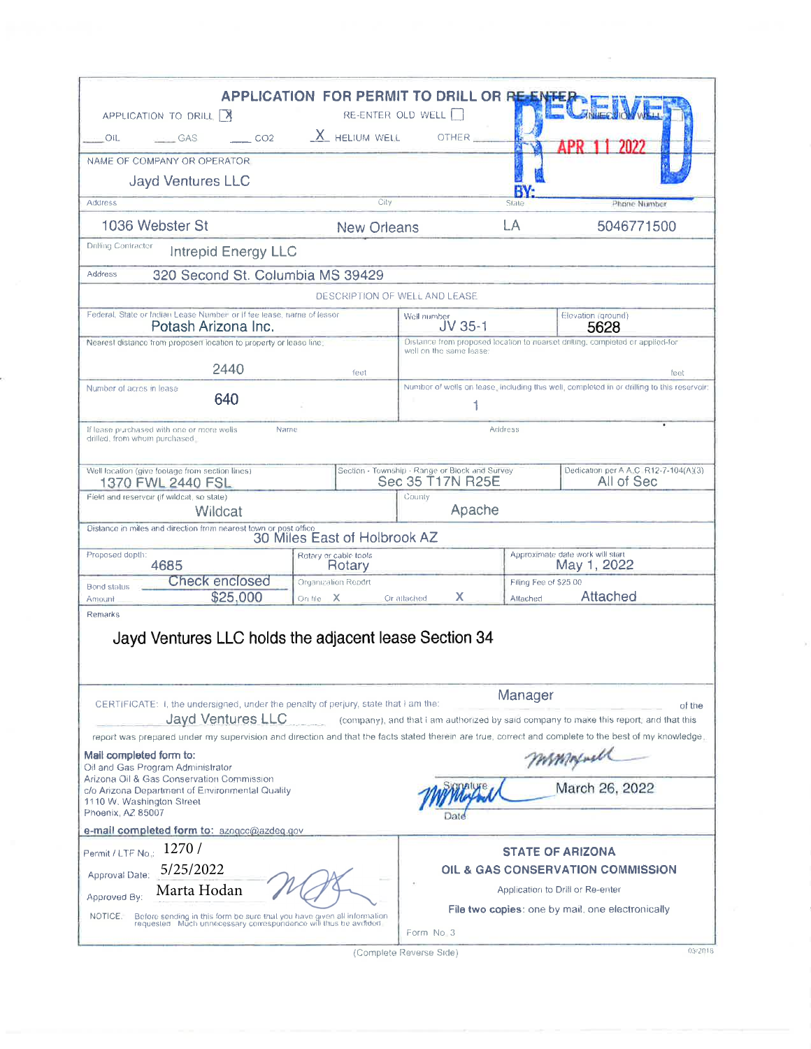# APPLICATION FOR PERMIT TO DRILL OR RE-ENTER

RECEIVED APR 11 2022 BY:

APPLICATION TO DRILL [X] RE-ENTER OLD WELL [ ]

___ OIL ___ GAS ___ CO2 X HELIUM WELL OTHER ___

| NAME OF COMPANY OR OPERATOR | | | |
|---|---|---|---|
| Jayd Ventures LLC | | | |
| Address | City | State | Phone Number |
| 1036 Webster St | New Orleans | LA | 5046771500 |

Drilling Contractor: Intrepid Energy LLC

Address: 320 Second St. Columbia MS 39429

## DESCRIPTION OF WELL AND LEASE

| Federal, State or Indian Lease Number or if fee lease, name of lessor | Well number | Elevation (ground) |
|---|---|---|
| Potash Arizona Inc. | JV 35-1 | 5628 |

| Nearest distance from proposed location to property or lease line: | Distance from proposed location to nearest drilling, completed or applied-for well on the same lease: |
|---|---|
| 2440 feet | feet |
| Number of acres in lease: 640 | Number of wells on lease, including this well, completed in or drilling to this reservoir: 1 |

| If lease purchased with one or more wells drilled, from whom purchased | Name | Address |
|---|---|---|
| | | |

| Well location (give footage from section lines) | Section - Township - Range or Block and Survey | Dedication per A.A.C. R12-7-104(A)(3) |
|---|---|---|
| 1370 FWL 2440 FSL | Sec 35 T17N R25E | All of Sec |

| Field and reservoir (if wildcat, so state) | County |
|---|---|
| Wildcat | Apache |

Distance in miles and direction from nearest town or post office: 30 Miles East of Holbrook AZ

| Proposed depth: | Rotary or cable tools | Approximate date work will start |
|---|---|---|
| 4685 | Rotary | May 1, 2022 |
| Bond status: Check enclosed | Organization Report | Filing Fee of $25.00 |
| Amount: $25,000 | On file X Or attached X | Attached: Attached |

Remarks

Jayd Ventures LLC holds the adjacent lease Section 34

CERTIFICATE: I, the undersigned, under the penalty of perjury, state that I am the Manager of the Jayd Ventures LLC (company), and that I am authorized by said company to make this report; and that this report was prepared under my supervision and direction and that the facts stated therein are true, correct and complete to the best of my knowledge.

**Mail completed form to:**
Oil and Gas Program Administrator
Arizona Oil & Gas Conservation Commission
c/o Arizona Department of Environmental Quality
1110 W. Washington Street
Phoenix, AZ 85007

**e-mail completed form to:** azogcc@azdeq.gov

Signature: [signature]
Date: March 26, 2022

| | |
|---|---|
| Permit / LTF No.: 1270 / | **STATE OF ARIZONA** |
| Approval Date: 5/25/2022 | **OIL & GAS CONSERVATION COMMISSION** |
| Approved By: Marta Hodan | Application to Drill or Re-enter |
| NOTICE: Before sending in this form be sure that you have given all information requested. Much unnecessary correspondence will thus be avoided. | **File two copies**: one by mail, one electronically |
| | Form No. 3 |

(Complete Reverse Side)

03/2016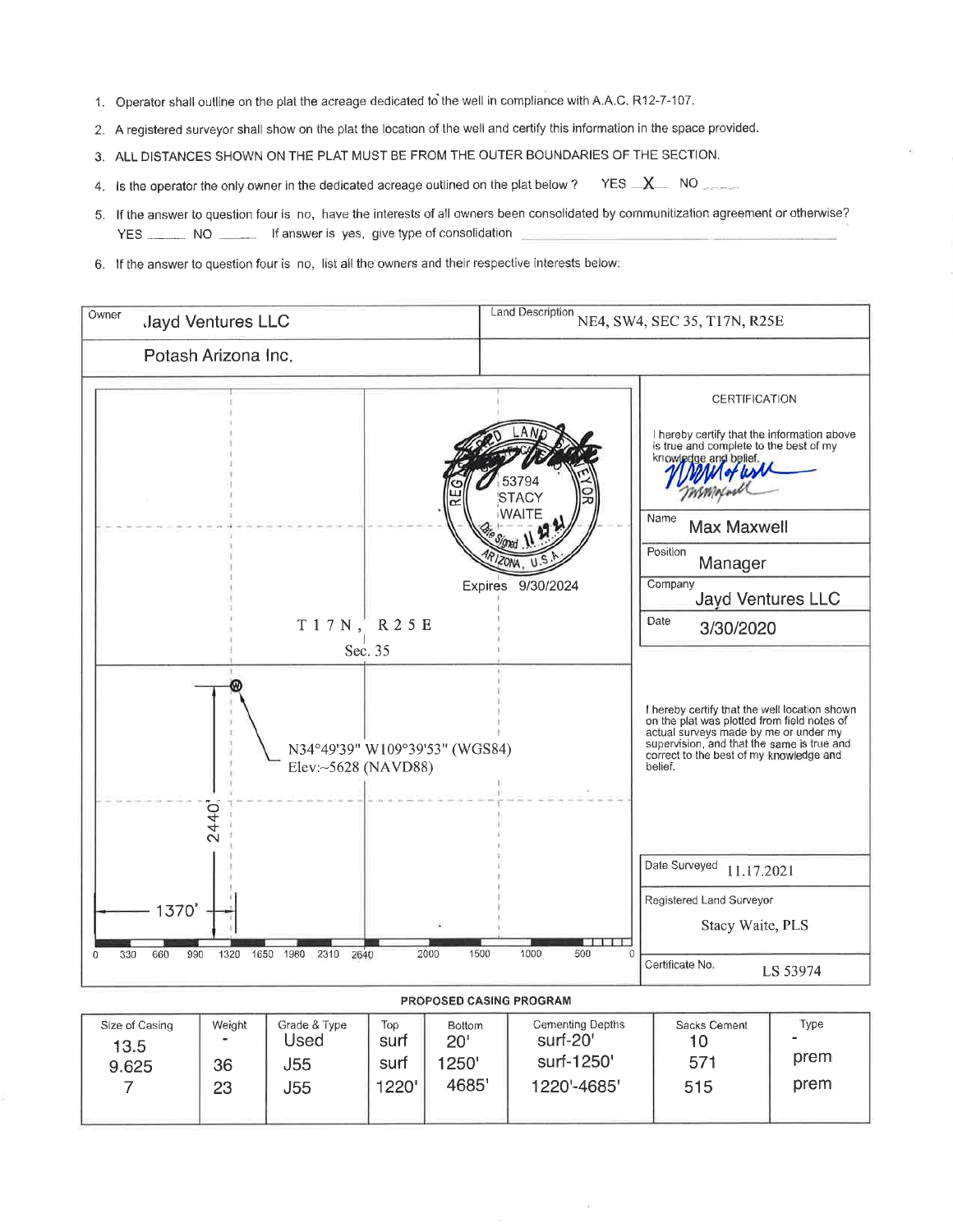1. Operator shall outline on the plat the acreage dedicated to the well in compliance with A.A.C. R12-7-107.
2. A registered surveyor shall show on the plat the location of the well and certify this information in the space provided.
3. ALL DISTANCES SHOWN ON THE PLAT MUST BE FROM THE OUTER BOUNDARIES OF THE SECTION.
4. Is the operator the only owner in the dedicated acreage outlined on the plat below ? YES X NO ____
5. If the answer to question four is no, have the interests of all owners been consolidated by communitization agreement or otherwise? YES ____ NO ____ If answer is yes, give type of consolidation ____________
6. If the answer to question four is no, list all the owners and their respective interests below:

| Owner | Land Description |
|---|---|
| Jayd Ventures LLC | NE4, SW4, SEC 35, T17N, R25E |
| Potash Arizona Inc. | |

T17N, R25E
Sec. 35

N34°49'39" W109°39'53" (WGS84)
Elev:~5628 (NAVD88)

2440'

1370'

0 330 660 990 1320 1650 1980 2310 2640 2000 1500 1000 500 0

REG LAND SURVEYOR
53794
STACY
WAITE
Date Signed 11 17 21
ARIZONA, U.S.A.
Expires 9/30/2024

**CERTIFICATION**

I hereby certify that the information above is true and complete to the best of my knowledge and belief.

| | |
|---|---|
| Name | Max Maxwell |
| Position | Manager |
| Company | Jayd Ventures LLC |
| Date | 3/30/2020 |

I hereby certify that the well location shown on the plat was plotted from field notes of actual surveys made by me or under my supervision, and that the same is true and correct to the best of my knowledge and belief.

| | |
|---|---|
| Date Surveyed | 11.17.2021 |
| Registered Land Surveyor | Stacy Waite, PLS |
| Certificate No. | LS 53974 |

**PROPOSED CASING PROGRAM**

| Size of Casing | Weight | Grade & Type | Top | Bottom | Cementing Depths | Sacks Cement | Type |
|---|---|---|---|---|---|---|---|
| 13.5 | - | Used | surf | 20' | surf-20' | 10 | - |
| 9.625 | 36 | J55 | surf | 1250' | surf-1250' | 571 | prem |
| 7 | 23 | J55 | 1220' | 4685' | 1220'-4685' | 515 | prem |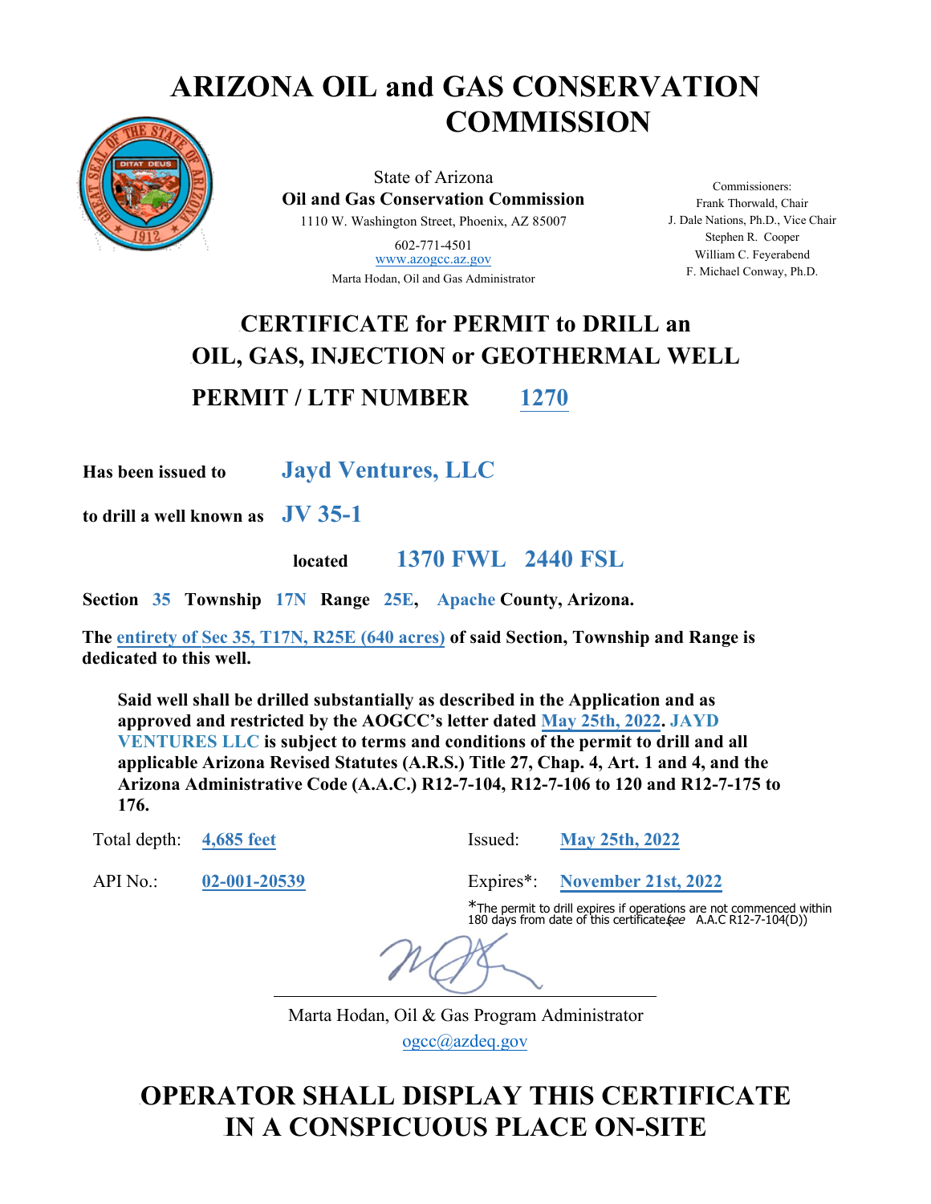# ARIZONA OIL and GAS CONSERVATION COMMISSION

State of Arizona
**Oil and Gas Conservation Commission**
1110 W. Washington Street, Phoenix, AZ 85007
602-771-4501
www.azogcc.az.gov
Marta Hodan, Oil and Gas Administrator

Commissioners:
Frank Thorwald, Chair
J. Dale Nations, Ph.D., Vice Chair
Stephen R. Cooper
William C. Feyerabend
F. Michael Conway, Ph.D.

## CERTIFICATE for PERMIT to DRILL an OIL, GAS, INJECTION or GEOTHERMAL WELL

**PERMIT / LTF NUMBER 1270**

**Has been issued to** Jayd Ventures, LLC

**to drill a well known as** JV 35-1

**located** 1370 FWL 2440 FSL

**Section** 35 **Township** 17N **Range** 25E, Apache **County, Arizona.**

**The** entirety of Sec 35, T17N, R25E (640 acres) **of said Section, Township and Range is dedicated to this well.**

**Said well shall be drilled substantially as described in the Application and as approved and restricted by the AOGCC's letter dated May 25th, 2022. JAYD VENTURES LLC is subject to terms and conditions of the permit to drill and all applicable Arizona Revised Statutes (A.R.S.) Title 27, Chap. 4, Art. 1 and 4, and the Arizona Administrative Code (A.A.C.) R12-7-104, R12-7-106 to 120 and R12-7-175 to 176.**

Total depth: 4,685 feet

API No.: 02-001-20539

Issued: May 25th, 2022

Expires*: November 21st, 2022

*The permit to drill expires if operations are not commenced within 180 days from date of this certificate (*see* A.A.C R12-7-104(D))

Marta Hodan, Oil & Gas Program Administrator
ogcc@azdeq.gov

## OPERATOR SHALL DISPLAY THIS CERTIFICATE IN A CONSPICUOUS PLACE ON-SITE